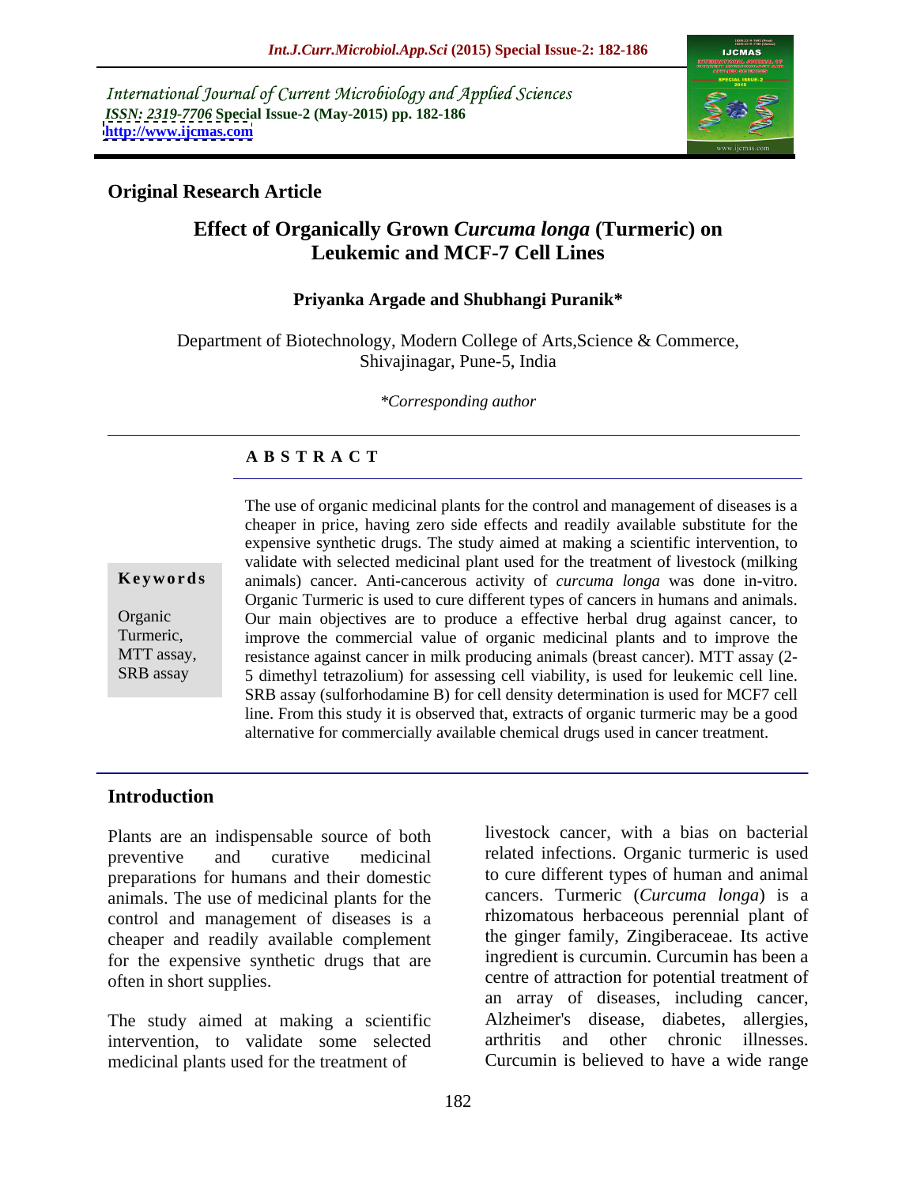International Journal of Current Microbiology and Applied Sciences
*ISSN: 2319-7706* **Special Issue-2 (May-2015) pp. 182-186**
**http://www.ijcmas.com**

**Original Research Article**

# Effect of Organically Grown *Curcuma longa* (Turmeric) on Leukemic and MCF-7 Cell Lines

**Priyanka Argade and Shubhangi Puranik***

Department of Biotechnology, Modern College of Arts,Science & Commerce, Shivajinagar, Pune-5, India

**Corresponding author*

## A B S T R A C T

**Keywords**

Organic Turmeric, MTT assay, SRB assay

The use of organic medicinal plants for the control and management of diseases is a cheaper in price, having zero side effects and readily available substitute for the expensive synthetic drugs. The study aimed at making a scientific intervention, to validate with selected medicinal plant used for the treatment of livestock (milking animals) cancer. Anti-cancerous activity of *curcuma longa* was done in-vitro. Organic Turmeric is used to cure different types of cancers in humans and animals. Our main objectives are to produce a effective herbal drug against cancer, to improve the commercial value of organic medicinal plants and to improve the resistance against cancer in milk producing animals (breast cancer). MTT assay (2-5 dimethyl tetrazolium) for assessing cell viability, is used for leukemic cell line. SRB assay (sulforhodamine B) for cell density determination is used for MCF7 cell line. From this study it is observed that, extracts of organic turmeric may be a good alternative for commercially available chemical drugs used in cancer treatment.

## Introduction

Plants are an indispensable source of both preventive and curative medicinal preparations for humans and their domestic animals. The use of medicinal plants for the control and management of diseases is a cheaper and readily available complement for the expensive synthetic drugs that are often in short supplies.

The study aimed at making a scientific intervention, to validate some selected medicinal plants used for the treatment of livestock cancer, with a bias on bacterial related infections. Organic turmeric is used to cure different types of human and animal cancers. Turmeric (*Curcuma longa*) is a rhizomatous herbaceous perennial plant of the ginger family, Zingiberaceae. Its active ingredient is curcumin. Curcumin has been a centre of attraction for potential treatment of an array of diseases, including cancer, Alzheimer's disease, diabetes, allergies, arthritis and other chronic illnesses. Curcumin is believed to have a wide range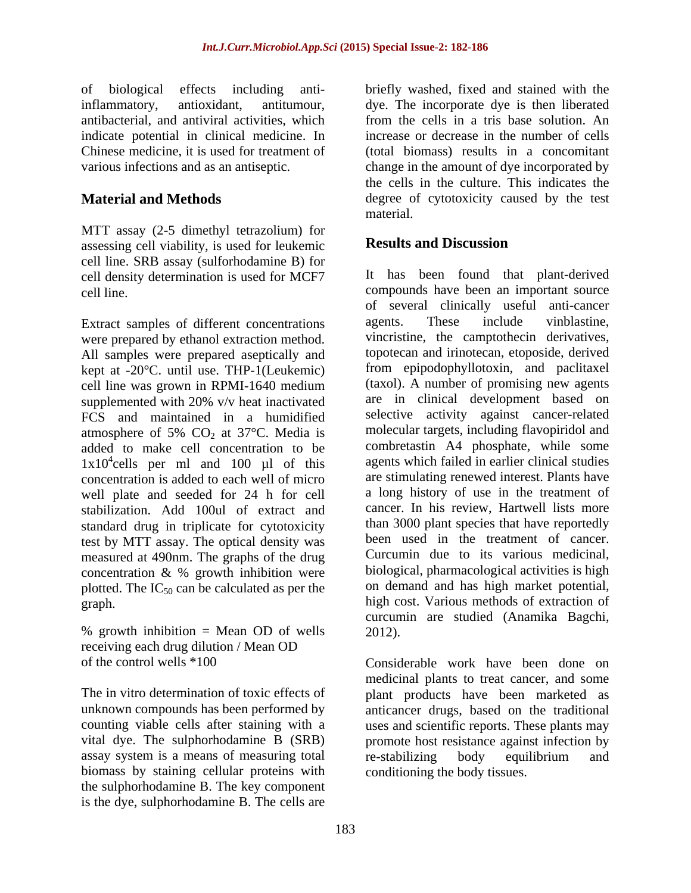of biological effects including anti-inflammatory, antioxidant, antitumour, antibacterial, and antiviral activities, which indicate potential in clinical medicine. In Chinese medicine, it is used for treatment of various infections and as an antiseptic.

## Material and Methods

MTT assay (2-5 dimethyl tetrazolium) for assessing cell viability, is used for leukemic cell line. SRB assay (sulforhodamine B) for cell density determination is used for MCF7 cell line.

Extract samples of different concentrations were prepared by ethanol extraction method. All samples were prepared aseptically and kept at -20°C. until use. THP-1(Leukemic) cell line was grown in RPMI-1640 medium supplemented with 20% v/v heat inactivated FCS and maintained in a humidified atmosphere of 5% $CO_2$ at 37°C. Media is added to make cell concentration to be $1x10^4$cells per ml and 100 µl of this concentration is added to each well of micro well plate and seeded for 24 h for cell stabilization. Add 100ul of extract and standard drug in triplicate for cytotoxicity test by MTT assay. The optical density was measured at 490nm. The graphs of the drug concentration & % growth inhibition were plotted. The $IC_{50}$ can be calculated as per the graph.

% growth inhibition = Mean OD of wells receiving each drug dilution / Mean OD of the control wells *100

The in vitro determination of toxic effects of unknown compounds has been performed by counting viable cells after staining with a vital dye. The sulphorhodamine B (SRB) assay system is a means of measuring total biomass by staining cellular proteins with the sulphorhodamine B. The key component is the dye, sulphorhodamine B. The cells are briefly washed, fixed and stained with the dye. The incorporate dye is then liberated from the cells in a tris base solution. An increase or decrease in the number of cells (total biomass) results in a concomitant change in the amount of dye incorporated by the cells in the culture. This indicates the degree of cytotoxicity caused by the test material.

## Results and Discussion

It has been found that plant-derived compounds have been an important source of several clinically useful anti-cancer agents. These include vinblastine, vincristine, the camptothecin derivatives, topotecan and irinotecan, etoposide, derived from epipodophyllotoxin, and paclitaxel (taxol). A number of promising new agents are in clinical development based on selective activity against cancer-related molecular targets, including flavopiridol and combretastin A4 phosphate, while some agents which failed in earlier clinical studies are stimulating renewed interest. Plants have a long history of use in the treatment of cancer. In his review, Hartwell lists more than 3000 plant species that have reportedly been used in the treatment of cancer. Curcumin due to its various medicinal, biological, pharmacological activities is high on demand and has high market potential, high cost. Various methods of extraction of curcumin are studied (Anamika Bagchi, 2012).

Considerable work have been done on medicinal plants to treat cancer, and some plant products have been marketed as anticancer drugs, based on the traditional uses and scientific reports. These plants may promote host resistance against infection by re-stabilizing body equilibrium and conditioning the body tissues.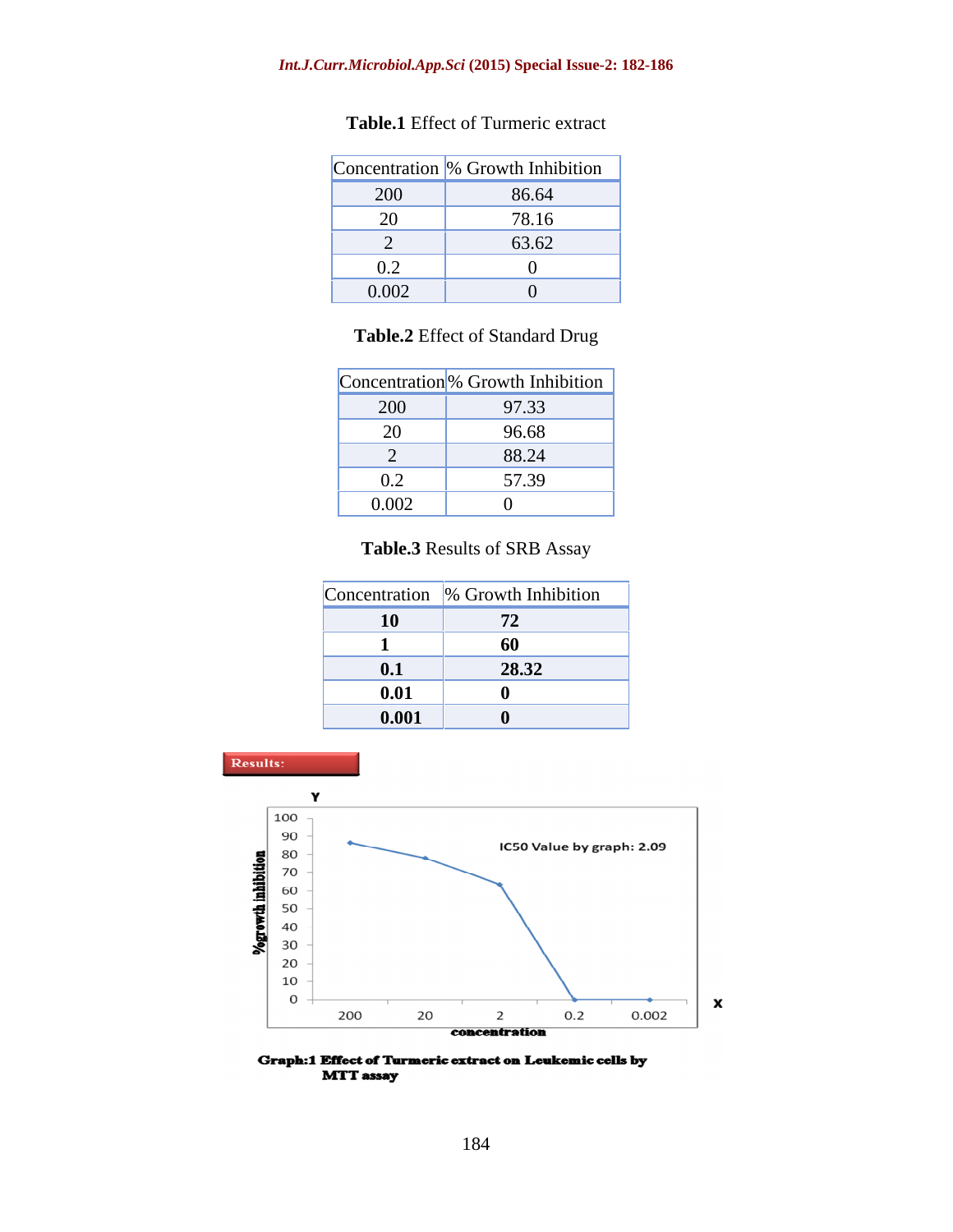**Table.1** Effect of Turmeric extract

| Concentration | % Growth Inhibition |
|---|---|
| 200 | 86.64 |
| 20 | 78.16 |
| 2 | 63.62 |
| 0.2 | 0 |
| 0.002 | 0 |

**Table.2** Effect of Standard Drug

| Concentration | % Growth Inhibition |
|---|---|
| 200 | 97.33 |
| 20 | 96.68 |
| 2 | 88.24 |
| 0.2 | 57.39 |
| 0.002 | 0 |

**Table.3** Results of SRB Assay

| Concentration | % Growth Inhibition |
|---|---|
| **10** | **72** |
| **1** | **60** |
| **0.1** | **28.32** |
| **0.01** | **0** |
| **0.001** | **0** |

**Results:**

**Graph:1 Effect of Turmeric extract on Leukemic cells by MTT assay**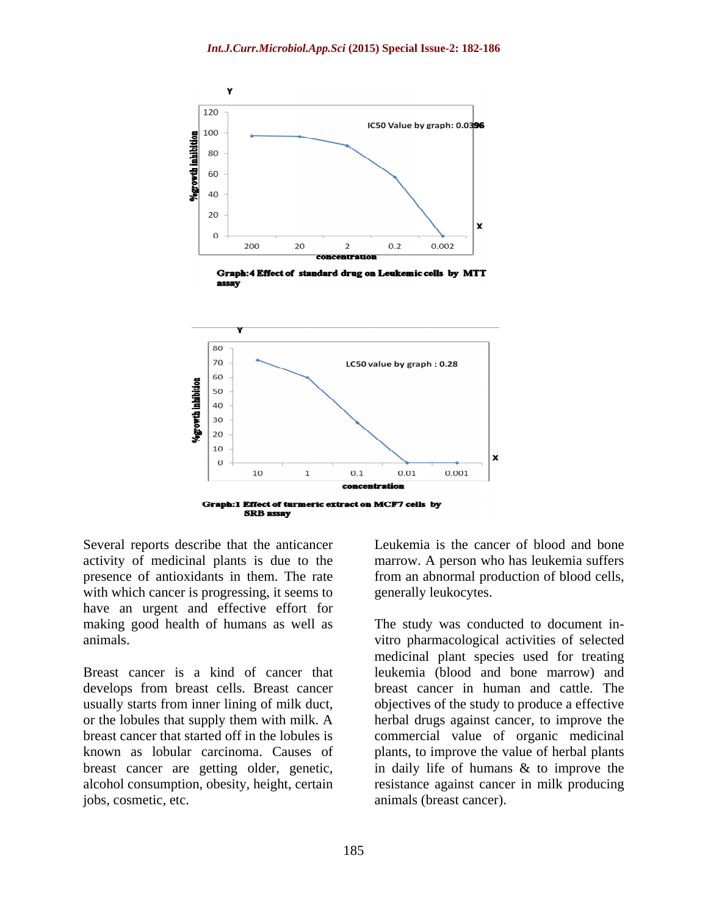Graph:4 Effect of standard drug on Leukemic cells by MTT assay

Graph:1 Effect of turmeric extract on MCF7 cells by SRB assay

Several reports describe that the anticancer activity of medicinal plants is due to the presence of antioxidants in them. The rate with which cancer is progressing, it seems to have an urgent and effective effort for making good health of humans as well as animals.

Breast cancer is a kind of cancer that develops from breast cells. Breast cancer usually starts from inner lining of milk duct, or the lobules that supply them with milk. A breast cancer that started off in the lobules is known as lobular carcinoma. Causes of breast cancer are getting older, genetic, alcohol consumption, obesity, height, certain jobs, cosmetic, etc.

Leukemia is the cancer of blood and bone marrow. A person who has leukemia suffers from an abnormal production of blood cells, generally leukocytes.

The study was conducted to document in-vitro pharmacological activities of selected medicinal plant species used for treating leukemia (blood and bone marrow) and breast cancer in human and cattle. The objectives of the study to produce a effective herbal drugs against cancer, to improve the commercial value of organic medicinal plants, to improve the value of herbal plants in daily life of humans & to improve the resistance against cancer in milk producing animals (breast cancer).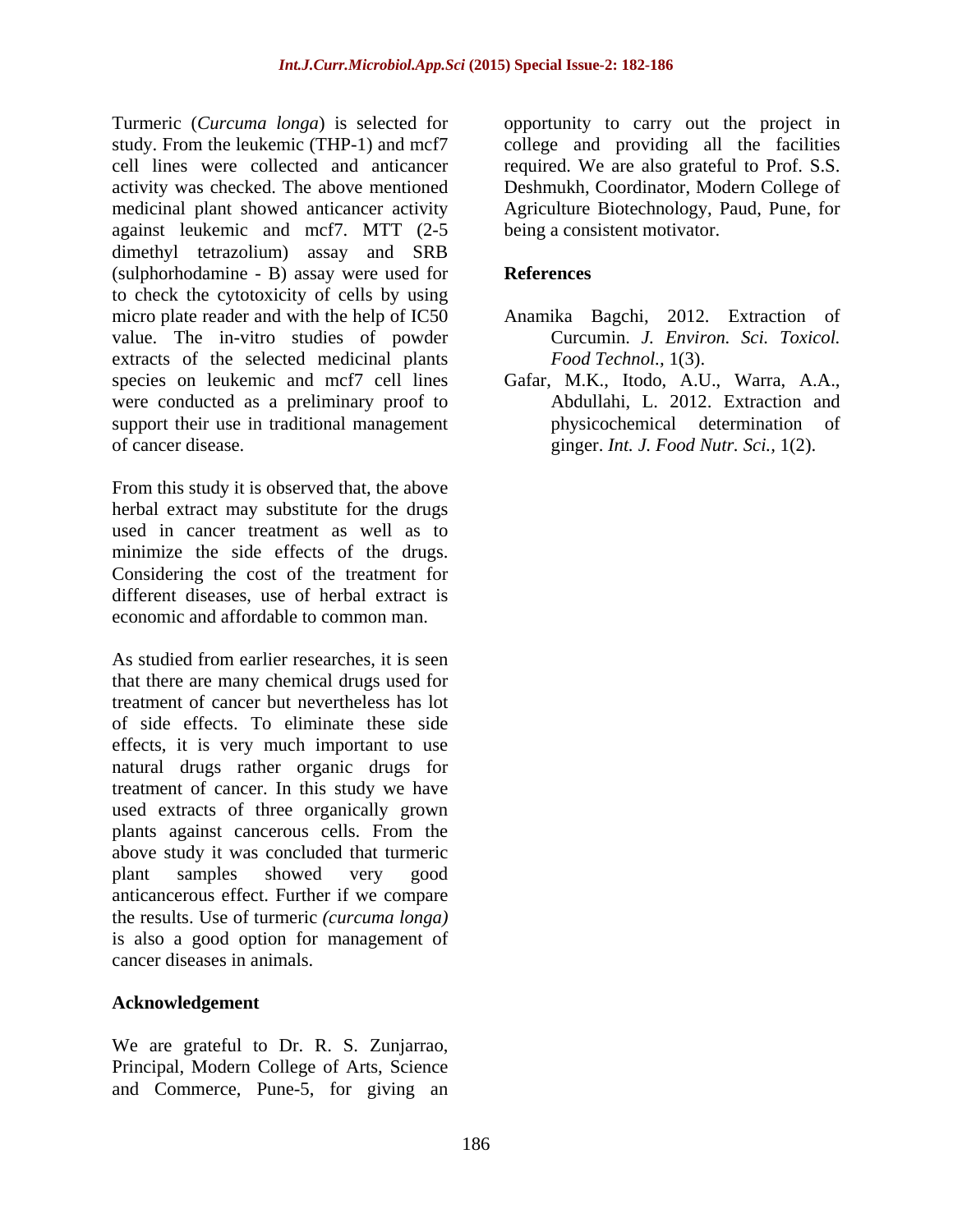Turmeric (*Curcuma longa*) is selected for study. From the leukemic (THP-1) and mcf7 cell lines were collected and anticancer activity was checked. The above mentioned medicinal plant showed anticancer activity against leukemic and mcf7. MTT (2-5 dimethyl tetrazolium) assay and SRB (sulphorhodamine - B) assay were used for to check the cytotoxicity of cells by using micro plate reader and with the help of IC50 value. The in-vitro studies of powder extracts of the selected medicinal plants species on leukemic and mcf7 cell lines were conducted as a preliminary proof to support their use in traditional management of cancer disease.

From this study it is observed that, the above herbal extract may substitute for the drugs used in cancer treatment as well as to minimize the side effects of the drugs. Considering the cost of the treatment for different diseases, use of herbal extract is economic and affordable to common man.

As studied from earlier researches, it is seen that there are many chemical drugs used for treatment of cancer but nevertheless has lot of side effects. To eliminate these side effects, it is very much important to use natural drugs rather organic drugs for treatment of cancer. In this study we have used extracts of three organically grown plants against cancerous cells. From the above study it was concluded that turmeric plant samples showed very good anticancerous effect. Further if we compare the results. Use of turmeric *(curcuma longa)* is also a good option for management of cancer diseases in animals.

## Acknowledgement

We are grateful to Dr. R. S. Zunjarrao, Principal, Modern College of Arts, Science and Commerce, Pune-5, for giving an opportunity to carry out the project in college and providing all the facilities required. We are also grateful to Prof. S.S. Deshmukh, Coordinator, Modern College of Agriculture Biotechnology, Paud, Pune, for being a consistent motivator.

## References

Anamika Bagchi, 2012. Extraction of Curcumin. *J. Environ. Sci. Toxicol. Food Technol.,* 1(3).

Gafar, M.K., Itodo, A.U., Warra, A.A., Abdullahi, L. 2012. Extraction and physicochemical determination of ginger. *Int. J. Food Nutr. Sci.,* 1(2).